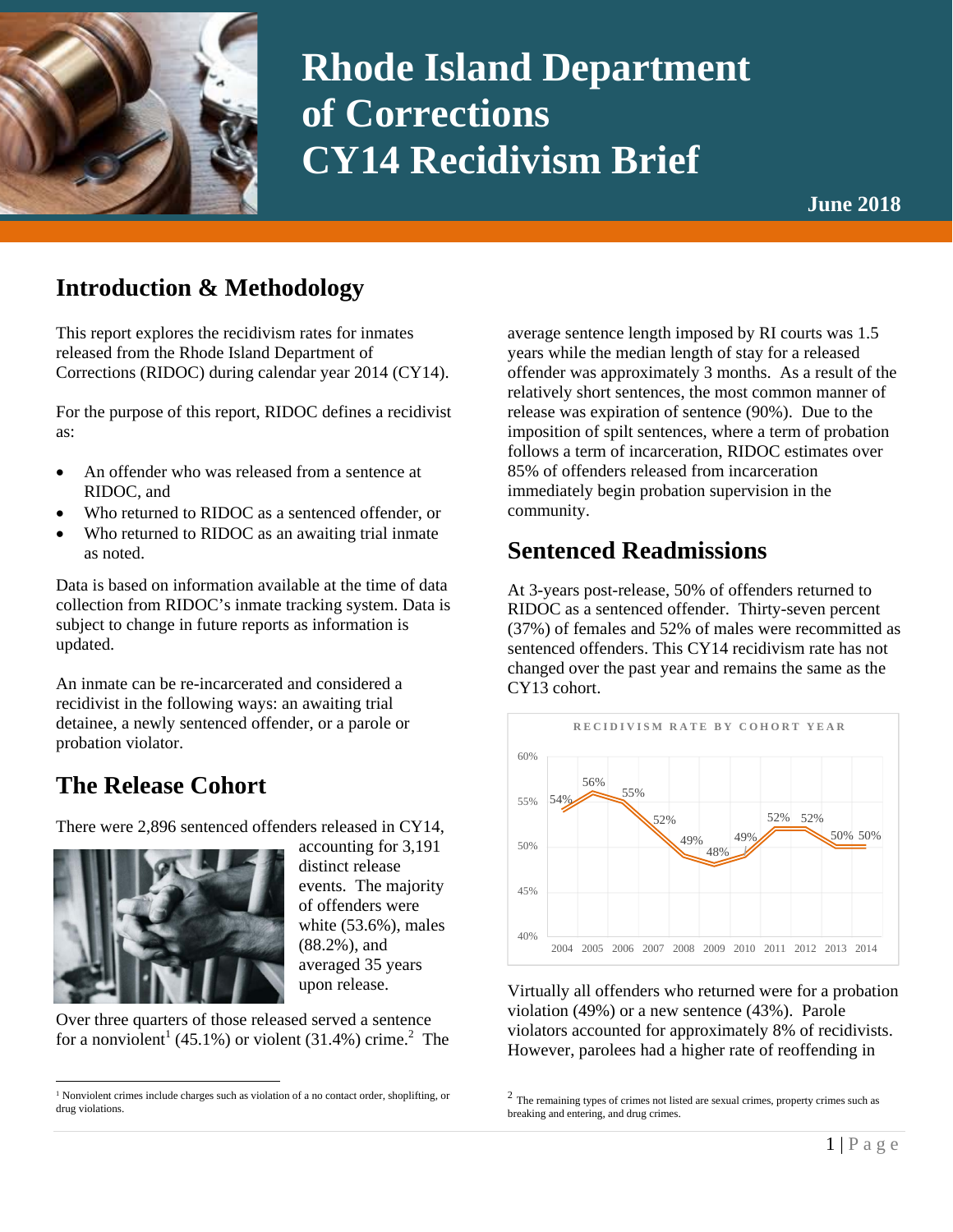# Rhode Island Department of Corrections CY14 Recidivism Brief

**June 2018**

## Introduction & Methodology

This report explores the recidivism rates for inmates released from the Rhode Island Department of Corrections (RIDOC) during calendar year 2014 (CY14).

For the purpose of this report, RIDOC defines a recidivist as:

- An offender who was released from a sentence at RIDOC, and
- Who returned to RIDOC as a sentenced offender, or
- Who returned to RIDOC as an awaiting trial inmate as noted.

Data is based on information available at the time of data collection from RIDOC's inmate tracking system. Data is subject to change in future reports as information is updated.

An inmate can be re-incarcerated and considered a recidivist in the following ways: an awaiting trial detainee, a newly sentenced offender, or a parole or probation violator.

## The Release Cohort

There were 2,896 sentenced offenders released in CY14, accounting for 3,191 distinct release events. The majority of offenders were white (53.6%), males (88.2%), and averaged 35 years upon release.

Over three quarters of those released served a sentence for a nonviolent[1] (45.1%) or violent (31.4%) crime.[2] The average sentence length imposed by RI courts was 1.5 years while the median length of stay for a released offender was approximately 3 months. As a result of the relatively short sentences, the most common manner of release was expiration of sentence (90%). Due to the imposition of spilt sentences, where a term of probation follows a term of incarceration, RIDOC estimates over 85% of offenders released from incarceration immediately begin probation supervision in the community.

## Sentenced Readmissions

At 3-years post-release, 50% of offenders returned to RIDOC as a sentenced offender. Thirty-seven percent (37%) of females and 52% of males were recommitted as sentenced offenders. This CY14 recidivism rate has not changed over the past year and remains the same as the CY13 cohort.

**RECIDIVISM RATE BY COHORT YEAR**

| Year | 2004 | 2005 | 2006 | 2007 | 2008 | 2009 | 2010 | 2011 | 2012 | 2013 | 2014 |
|---|---|---|---|---|---|---|---|---|---|---|---|
| Rate | 54% | 56% | 55% | 52% | 49% | 48% | 49% | 52% | 52% | 50% | 50% |

Virtually all offenders who returned were for a probation violation (49%) or a new sentence (43%). Parole violators accounted for approximately 8% of recidivists. However, parolees had a higher rate of reoffending in

[1] Nonviolent crimes include charges such as violation of a no contact order, shoplifting, or drug violations.

[2] The remaining types of crimes not listed are sexual crimes, property crimes such as breaking and entering, and drug crimes.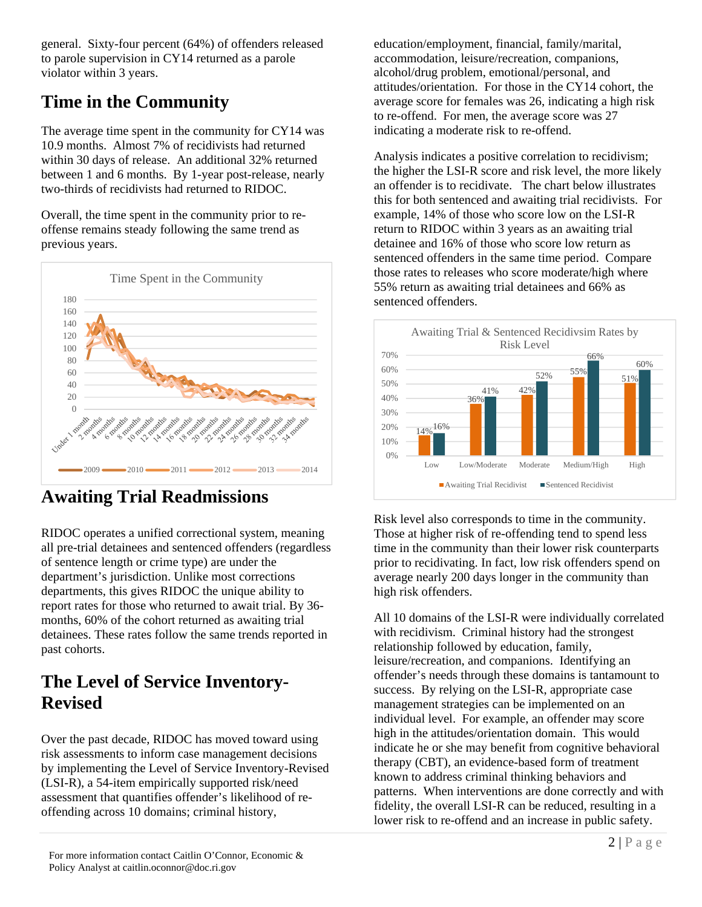general. Sixty-four percent (64%) of offenders released to parole supervision in CY14 returned as a parole violator within 3 years.

## Time in the Community

The average time spent in the community for CY14 was 10.9 months. Almost 7% of recidivists had returned within 30 days of release. An additional 32% returned between 1 and 6 months. By 1-year post-release, nearly two-thirds of recidivists had returned to RIDOC.

Overall, the time spent in the community prior to re-offense remains steady following the same trend as previous years.

Time Spent in the Community

180
160
140
120
100
80
60
40
20
0

Under 1 month, 2 months, 4 months, 6 months, 8 months, 10 months, 12 months, 14 months, 16 months, 18 months, 20 months, 22 months, 24 months, 26 months, 28 months, 30 months, 32 months, 34 months

2009, 2010, 2011, 2012, 2013, 2014

## Awaiting Trial Readmissions

RIDOC operates a unified correctional system, meaning all pre-trial detainees and sentenced offenders (regardless of sentence length or crime type) are under the department's jurisdiction. Unlike most corrections departments, this gives RIDOC the unique ability to report rates for those who returned to await trial. By 36-months, 60% of the cohort returned as awaiting trial detainees. These rates follow the same trends reported in past cohorts.

## The Level of Service Inventory-Revised

Over the past decade, RIDOC has moved toward using risk assessments to inform case management decisions by implementing the Level of Service Inventory-Revised (LSI-R), a 54-item empirically supported risk/need assessment that quantifies offender's likelihood of re-offending across 10 domains; criminal history, education/employment, financial, family/marital, accommodation, leisure/recreation, companions, alcohol/drug problem, emotional/personal, and attitudes/orientation. For those in the CY14 cohort, the average score for females was 26, indicating a high risk to re-offend. For men, the average score was 27 indicating a moderate risk to re-offend.

Analysis indicates a positive correlation to recidivism; the higher the LSI-R score and risk level, the more likely an offender is to recidivate. The chart below illustrates this for both sentenced and awaiting trial recidivists. For example, 14% of those who score low on the LSI-R return to RIDOC within 3 years as an awaiting trial detainee and 16% of those who score low return as sentenced offenders in the same time period. Compare those rates to releases who score moderate/high where 55% return as awaiting trial detainees and 66% as sentenced offenders.

Awaiting Trial & Sentenced Recidivsim Rates by Risk Level

70%
60%
50%
40%
30%
20%
10%
0%

Low: 14%, 16%
Low/Moderate: 36%, 41%
Moderate: 42%, 52%
Medium/High: 55%, 66%
High: 51%, 60%

Awaiting Trial Recidivist
Sentenced Recidivist

Risk level also corresponds to time in the community. Those at higher risk of re-offending tend to spend less time in the community than their lower risk counterparts prior to recidivating. In fact, low risk offenders spend on average nearly 200 days longer in the community than high risk offenders.

All 10 domains of the LSI-R were individually correlated with recidivism. Criminal history had the strongest relationship followed by education, family, leisure/recreation, and companions. Identifying an offender's needs through these domains is tantamount to success. By relying on the LSI-R, appropriate case management strategies can be implemented on an individual level. For example, an offender may score high in the attitudes/orientation domain. This would indicate he or she may benefit from cognitive behavioral therapy (CBT), an evidence-based form of treatment known to address criminal thinking behaviors and patterns. When interventions are done correctly and with fidelity, the overall LSI-R can be reduced, resulting in a lower risk to re-offend and an increase in public safety.

For more information contact Caitlin O'Connor, Economic & Policy Analyst at caitlin.oconnor@doc.ri.gov